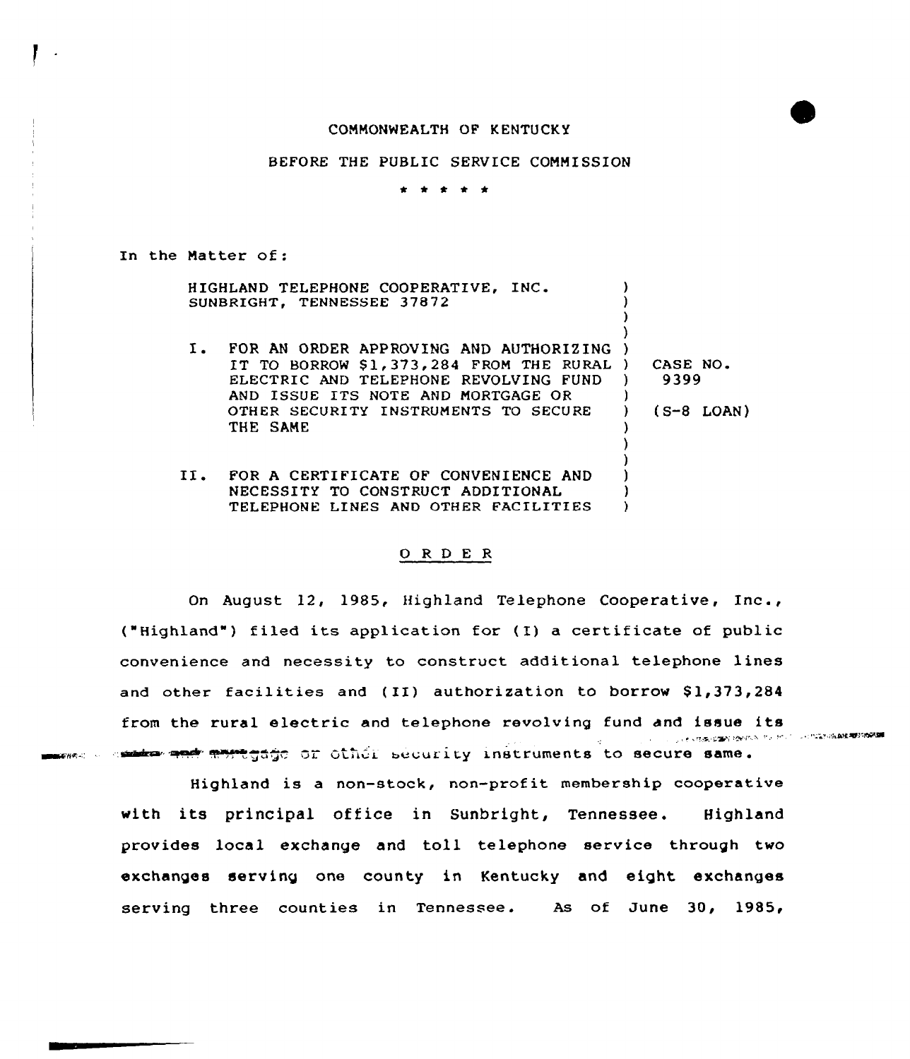COMMONWEALTH OF KENTUCKY

BEFORE THE PUBLIC SERVICE COMMISSION

\* \* \* \* \*

In the Matter of:

| | |
|---|---|
| HIGHLAND TELEPHONE COOPERATIVE, INC.<br>SUNBRIGHT, TENNESSEE 37872 | |
| I. FOR AN ORDER APPROVING AND AUTHORIZING IT TO BORROW $1,373,284 FROM THE RURAL ELECTRIC AND TELEPHONE REVOLVING FUND AND ISSUE ITS NOTE AND MORTGAGE OR OTHER SECURITY INSTRUMENTS TO SECURE THE SAME | CASE NO. 9399<br><br>(S-8 LOAN) |
| II. FOR A CERTIFICATE OF CONVENIENCE AND NECESSITY TO CONSTRUCT ADDITIONAL TELEPHONE LINES AND OTHER FACILITIES | |

## O R D E R

On August 12, 1985, Highland Telephone Cooperative, Inc., ("Highland") filed its application for (I) a certificate of public convenience and necessity to construct additional telephone lines and other facilities and (II) authorization to borrow $1,373,284 from the rural electric and telephone revolving fund and issue its note and mortgage or other security instruments to secure same.

Highland is a non-stock, non-profit membership cooperative with its principal office in Sunbright, Tennessee. Highland provides local exchange and toll telephone service through two exchanges serving one county in Kentucky and eight exchanges serving three counties in Tennessee. As of June 30, 1985,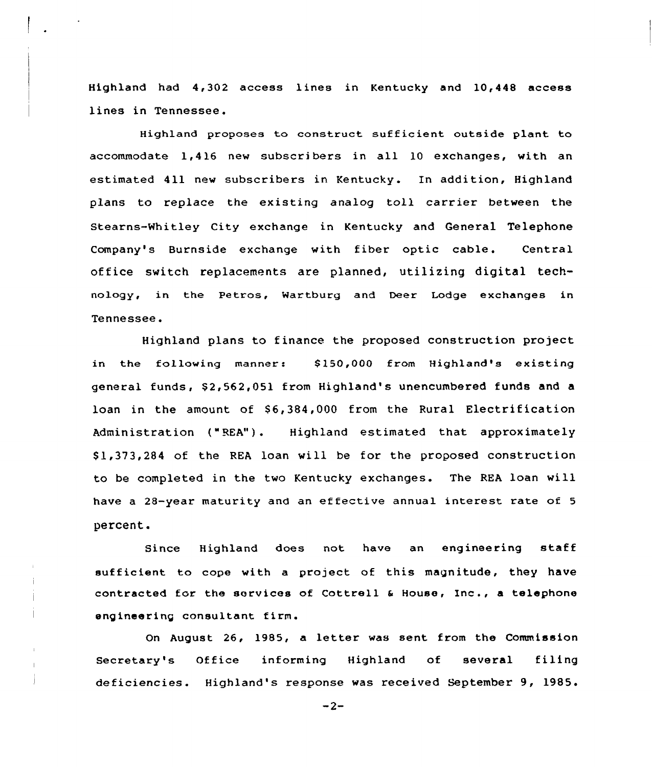Highland had 4,302 access lines in Kentucky and 10,448 access lines in Tennessee.

Highland proposes to construct sufficient outside plant to accommodate 1,416 new subscribers in all 10 exchanges, with an estimated 411 new subscribers in Kentucky. In addition, Highland plans to replace the existing analog toll carrier between the Stearns-Whitley City exchange in Kentucky and General Telephone Company's Burnside exchange with fiber optic cable. Central office switch replacements are planned, utilizing digital technology, in the Petros, Wartburg and Deer Lodge exchanges in Tennessee.

Highland plans to finance the proposed construction project in the following manner: $150,000 from Highland's existing general funds, $2,562,051 from Highland's unencumbered funds and a loan in the amount of $6,384,000 from the Rural Electrification Administration ("REA"). Highland estimated that approximately $1,373,284 of the REA loan will be for the proposed construction to be completed in the two Kentucky exchanges. The REA loan will have a 28-year maturity and an effective annual interest rate of 5 percent.

Since Highland does not have an engineering staff sufficient to cope with a project of this magnitude, they have contracted for the services of Cottrell & House, Inc., a telephone engineering consultant firm.

On August 26, 1985, a letter was sent from the Commission Secretary's Office informing Highland of several filing deficiencies. Highland's response was received September 9, 1985.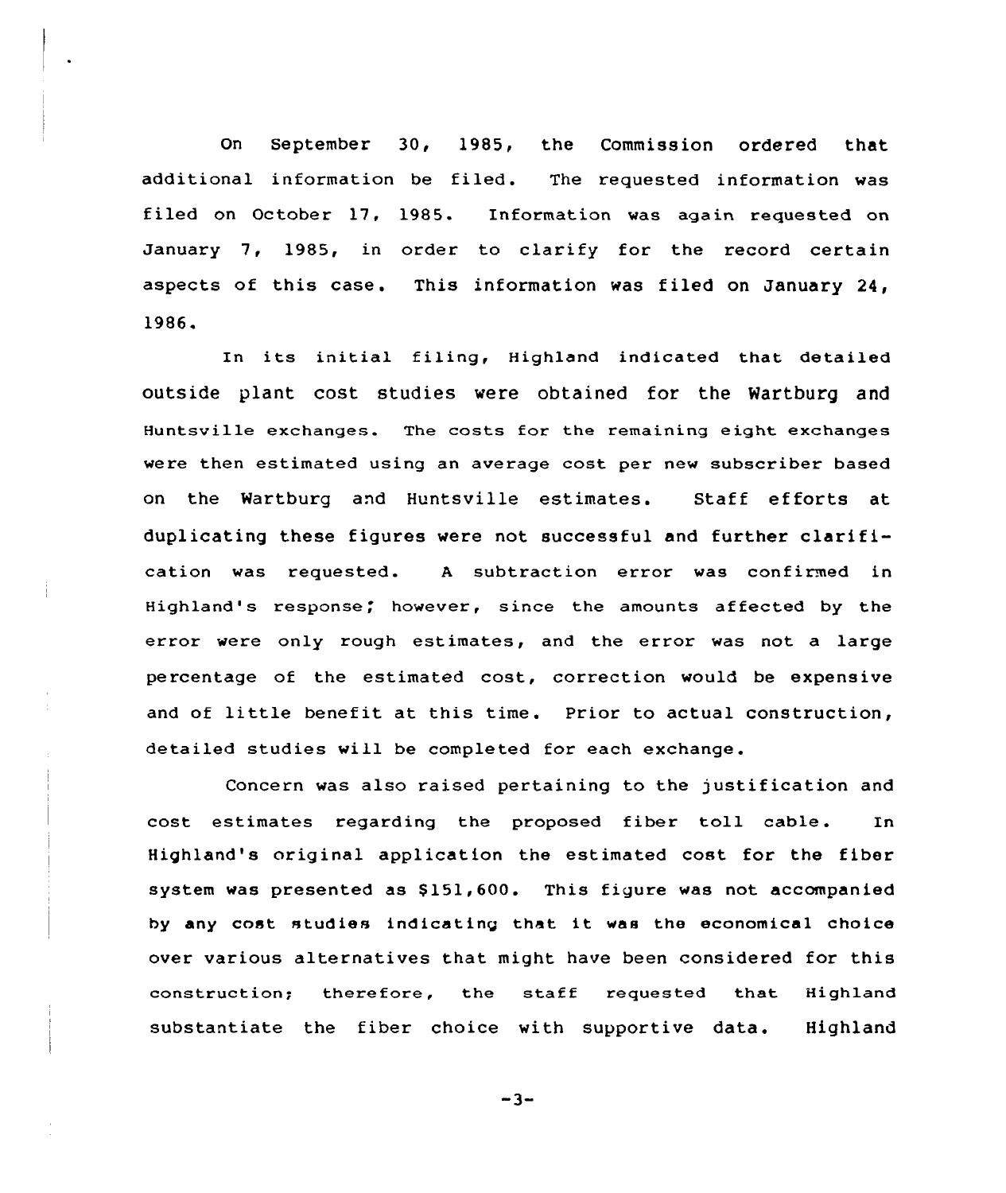On September 30, 1985, the Commission ordered that additional information be filed. The requested information was filed on October 17, 1985. Information was again requested on January 7, 1985, in order to clarify for the record certain aspects of this case. This information was filed on January 24, 1986.

In its initial filing, Highland indicated that detailed outside plant cost studies were obtained for the Wartburg and Huntsville exchanges. The costs for the remaining eight exchanges were then estimated using an average cost per new subscriber based on the Wartburg and Huntsville estimates. Staff efforts at duplicating these figures were not successful and further clarification was requested. A subtraction error was confirmed in Highland's response; however, since the amounts affected by the error were only rough estimates, and the error was not a large percentage of the estimated cost, correction would be expensive and of little benefit at this time. Prior to actual construction, detailed studies will be completed for each exchange.

Concern was also raised pertaining to the justification and cost estimates regarding the proposed fiber toll cable. In Highland's original application the estimated cost for the fiber system was presented as $151,600. This figure was not accompanied by any cost studies indicating that it was the economical choice over various alternatives that might have been considered for this construction; therefore, the staff requested that Highland substantiate the fiber choice with supportive data. Highland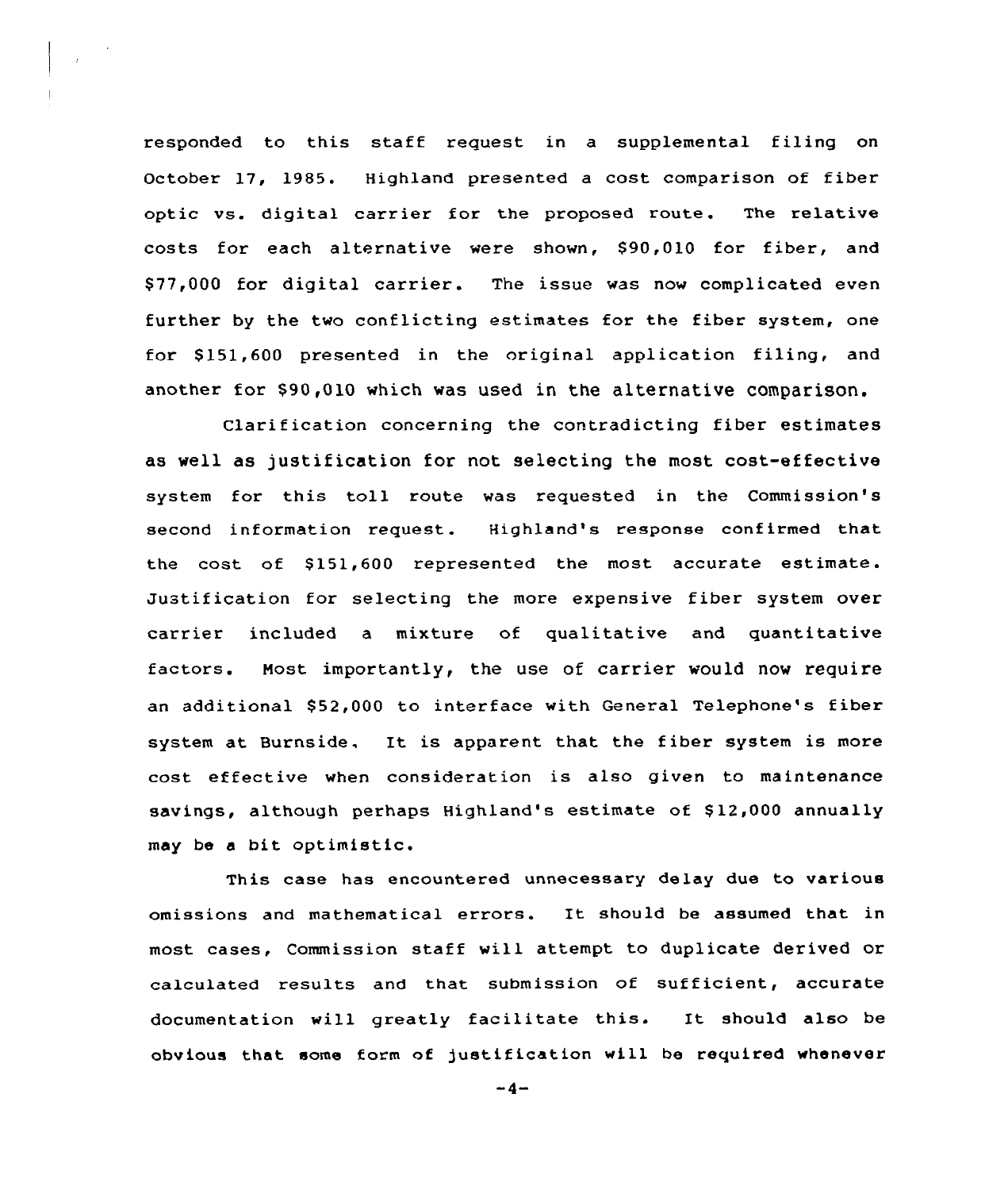responded to this staff request in a supplemental filing on October 17, 1985. Highland presented a cost comparison of fiber optic vs. digital carrier for the proposed route. The relative costs for each alternative were shown, $90,010 for fiber, and $77,000 for digital carrier. The issue was now complicated even further by the two conflicting estimates for the fiber system, one for $151,600 presented in the original application filing, and another for $90,010 which was used in the alternative comparison.

Clarification concerning the contradicting fiber estimates as well as justification for not selecting the most cost-effective system for this toll route was requested in the Commission's second information request. Highland's response confirmed that the cost of $151,600 represented the most accurate estimate. Justification for selecting the more expensive fiber system over carrier included a mixture of qualitative and quantitative factors. Most importantly, the use of carrier would now require an additional $52,000 to interface with General Telephone's fiber system at Burnside. It is apparent that the fiber system is more cost effective when consideration is also given to maintenance savings, although perhaps Highland's estimate of $12,000 annually may be a bit optimistic.

This case has encountered unnecessary delay due to various omissions and mathematical errors. It should be assumed that in most cases, Commission staff will attempt to duplicate derived or calculated results and that submission of sufficient, accurate documentation will greatly facilitate this. It should also be obvious that some form of justification will be required whenever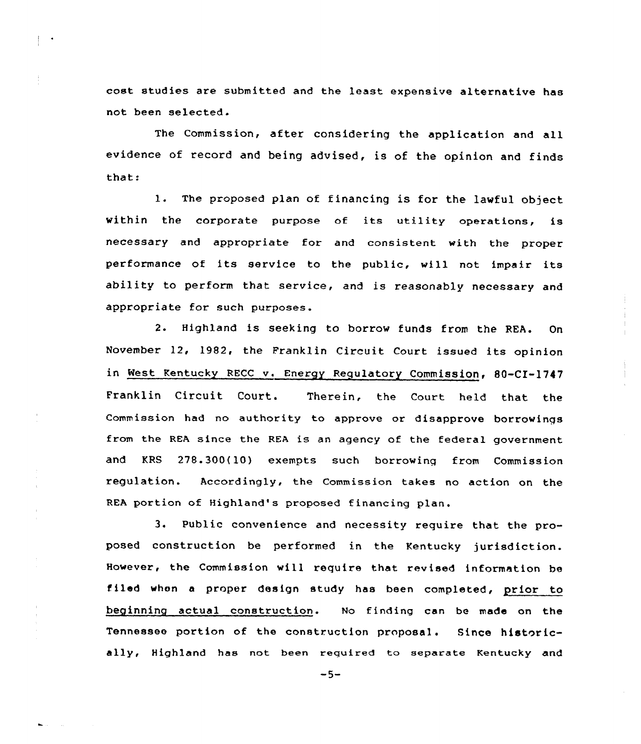cost studies are submitted and the least expensive alternative has not been selected.

The Commission, after considering the application and all evidence of record and being advised, is of the opinion and finds that:

1. The proposed plan of financing is for the lawful object within the corporate purpose of its utility operations, is necessary and appropriate for and consistent with the proper performance of its service to the public, will not impair its ability to perform that service, and is reasonably necessary and appropriate for such purposes.

2. Highland is seeking to borrow funds from the REA. On November 12, 1982, the Franklin Circuit Court issued its opinion in West Kentucky RECC v. Energy Regulatory Commission, 80-CI-1747 Franklin Circuit Court. Therein, the Court held that the Commission had no authority to approve or disapprove borrowings from the REA since the REA is an agency of the federal government and KRS 278.300(10) exempts such borrowing from Commission regulation. Accordingly, the Commission takes no action on the REA portion of Highland's proposed financing plan.

3. Public convenience and necessity require that the proposed construction be performed in the Kentucky jurisdiction. However, the Commission will require that revised information be filed when a proper design study has been completed, prior to beginning actual construction. No finding can be made on the Tennessee portion of the construction proposal. Since historically, Highland has not been required to separate Kentucky and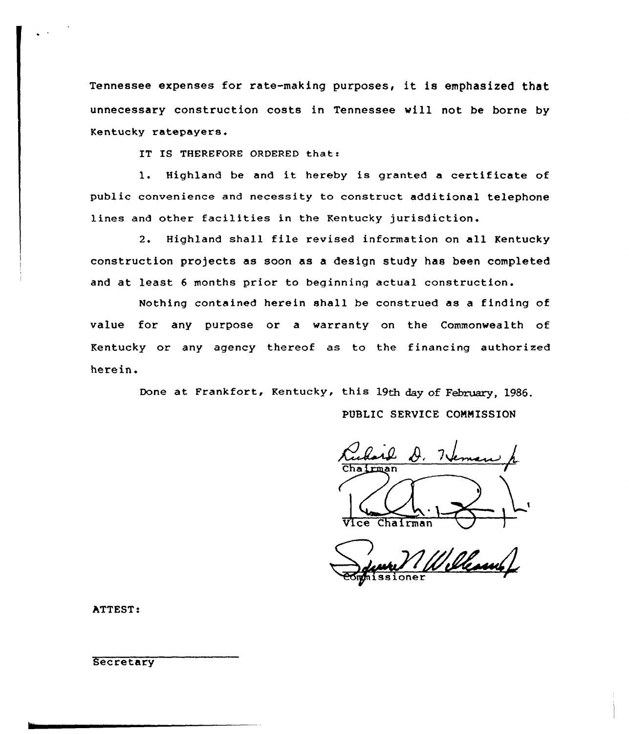Tennessee expenses for rate-making purposes, it is emphasized that unnecessary construction costs in Tennessee will not be borne by Kentucky ratepayers.

IT IS THEREFORE ORDERED that:

1. Highland be and it hereby is granted a certificate of public convenience and necessity to construct additional telephone lines and other facilities in the Kentucky jurisdiction.

2. Highland shall file revised information on all Kentucky construction projects as soon as a design study has been completed and at least 6 months prior to beginning actual construction.

Nothing contained herein shall be construed as a finding of value for any purpose or a warranty on the Commonwealth of Kentucky or any agency thereof as to the financing authorized herein.

Done at Frankfort, Kentucky, this 19th day of February, 1986.

PUBLIC SERVICE COMMISSION

Chairman

Vice Chairman

Commissioner

ATTEST:

Secretary